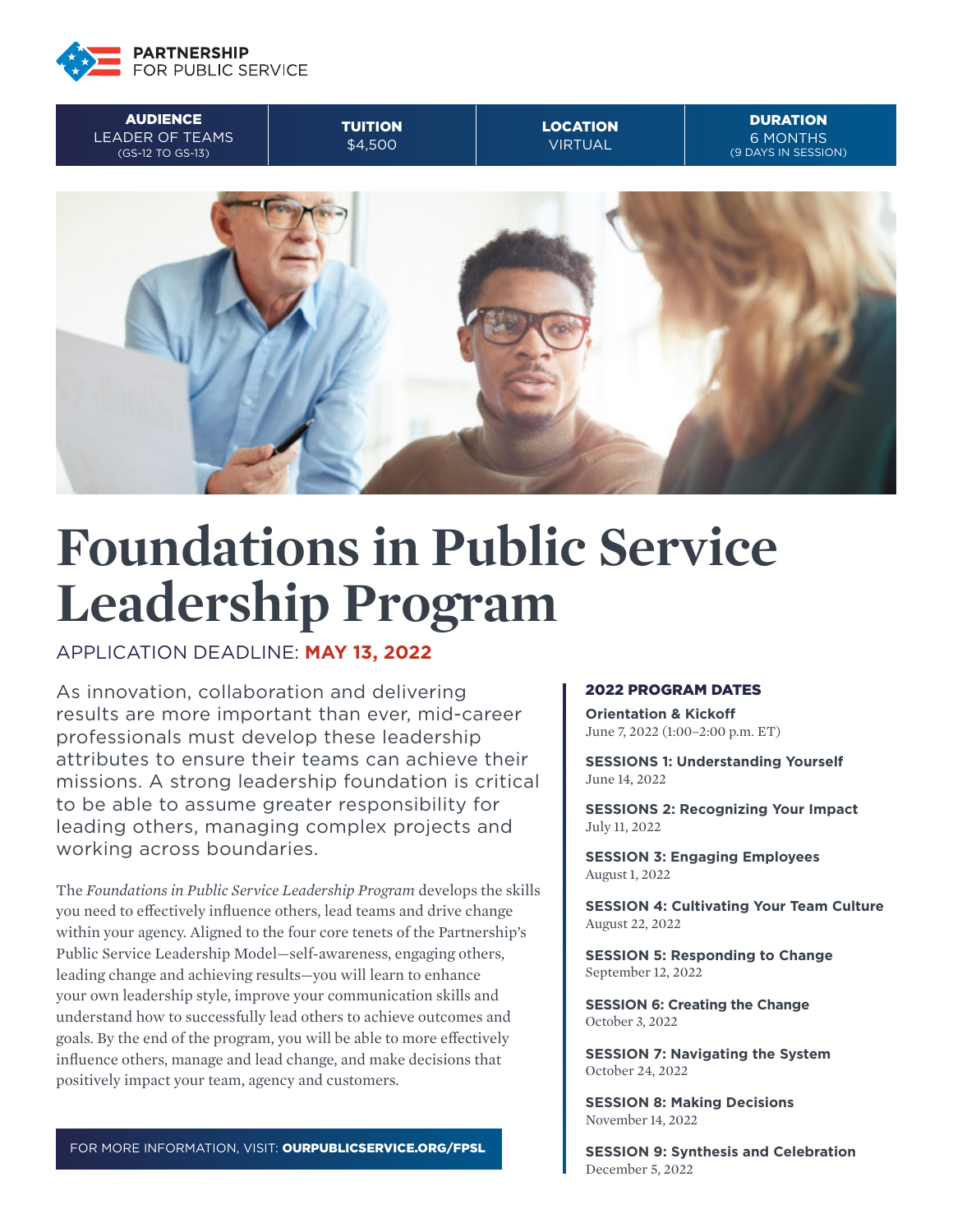PARTNERSHIP FOR PUBLIC SERVICE

| AUDIENCE | TUITION | LOCATION | DURATION |
|---|---|---|---|
| LEADER OF TEAMS (GS-12 TO GS-13) | $4,500 | VIRTUAL | 6 MONTHS (9 DAYS IN SESSION) |

# Foundations in Public Service Leadership Program

APPLICATION DEADLINE: **MAY 13, 2022**

As innovation, collaboration and delivering results are more important than ever, mid-career professionals must develop these leadership attributes to ensure their teams can achieve their missions. A strong leadership foundation is critical to be able to assume greater responsibility for leading others, managing complex projects and working across boundaries.

The *Foundations in Public Service Leadership Program* develops the skills you need to effectively influence others, lead teams and drive change within your agency. Aligned to the four core tenets of the Partnership's Public Service Leadership Model—self-awareness, engaging others, leading change and achieving results—you will learn to enhance your own leadership style, improve your communication skills and understand how to successfully lead others to achieve outcomes and goals. By the end of the program, you will be able to more effectively influence others, manage and lead change, and make decisions that positively impact your team, agency and customers.

FOR MORE INFORMATION, VISIT: **OURPUBLICSERVICE.ORG/FPSL**

## 2022 PROGRAM DATES

**Orientation & Kickoff**
June 7, 2022 (1:00–2:00 p.m. ET)

**SESSIONS 1: Understanding Yourself**
June 14, 2022

**SESSIONS 2: Recognizing Your Impact**
July 11, 2022

**SESSION 3: Engaging Employees**
August 1, 2022

**SESSION 4: Cultivating Your Team Culture**
August 22, 2022

**SESSION 5: Responding to Change**
September 12, 2022

**SESSION 6: Creating the Change**
October 3, 2022

**SESSION 7: Navigating the System**
October 24, 2022

**SESSION 8: Making Decisions**
November 14, 2022

**SESSION 9: Synthesis and Celebration**
December 5, 2022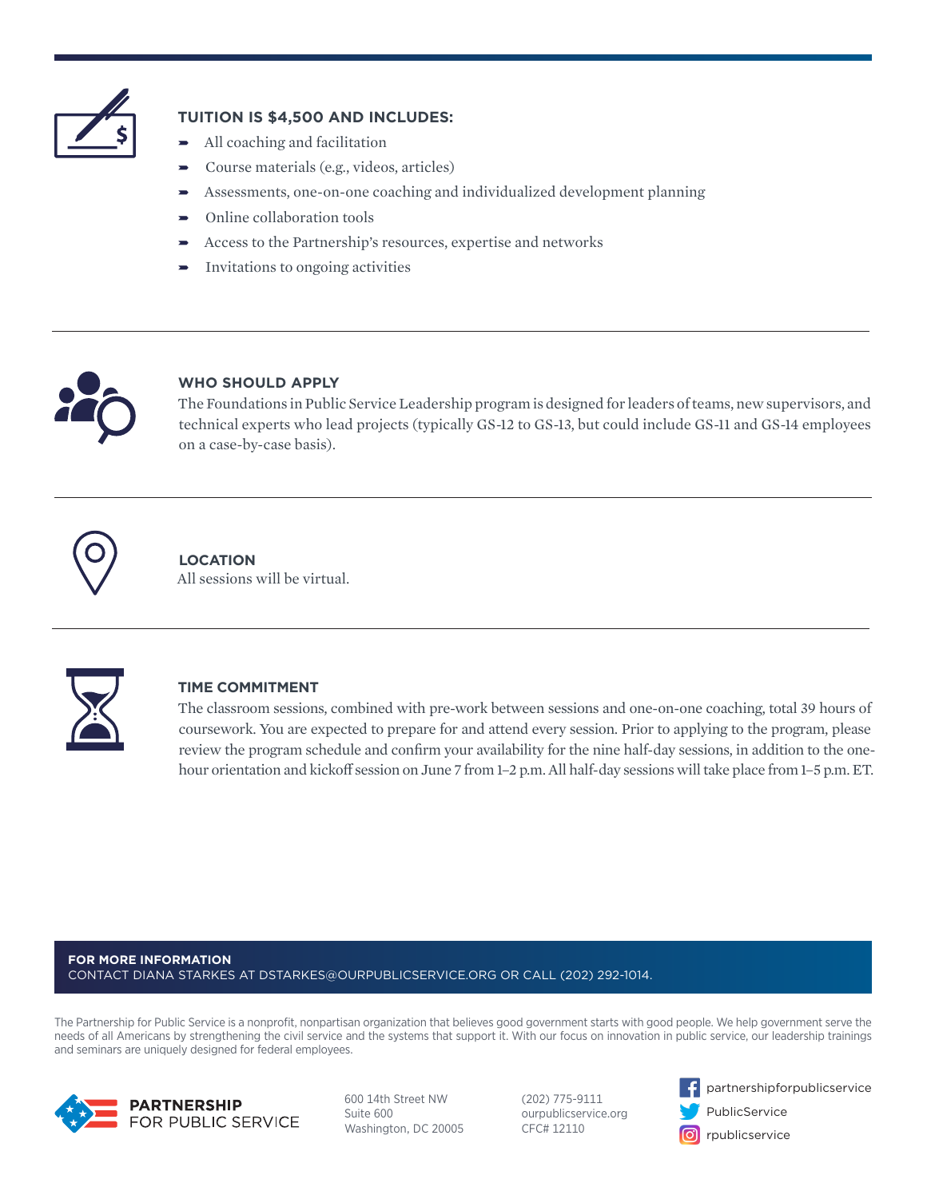## TUITION IS $4,500 AND INCLUDES:

- All coaching and facilitation
- Course materials (e.g., videos, articles)
- Assessments, one-on-one coaching and individualized development planning
- Online collaboration tools
- Access to the Partnership's resources, expertise and networks
- Invitations to ongoing activities

## WHO SHOULD APPLY

The Foundations in Public Service Leadership program is designed for leaders of teams, new supervisors, and technical experts who lead projects (typically GS-12 to GS-13, but could include GS-11 and GS-14 employees on a case-by-case basis).

## LOCATION

All sessions will be virtual.

## TIME COMMITMENT

The classroom sessions, combined with pre-work between sessions and one-on-one coaching, total 39 hours of coursework. You are expected to prepare for and attend every session. Prior to applying to the program, please review the program schedule and confirm your availability for the nine half-day sessions, in addition to the one-hour orientation and kickoff session on June 7 from 1–2 p.m. All half-day sessions will take place from 1–5 p.m. ET.

**FOR MORE INFORMATION**
CONTACT DIANA STARKES AT DSTARKES@OURPUBLICSERVICE.ORG OR CALL (202) 292-1014.

The Partnership for Public Service is a nonprofit, nonpartisan organization that believes good government starts with good people. We help government serve the needs of all Americans by strengthening the civil service and the systems that support it. With our focus on innovation in public service, our leadership trainings and seminars are uniquely designed for federal employees.

**PARTNERSHIP** FOR PUBLIC SERVICE

600 14th Street NW
Suite 600
Washington, DC 20005

(202) 775-9111
ourpublicservice.org
CFC# 12110

partnershipforpublicservice
PublicService
rpublicservice